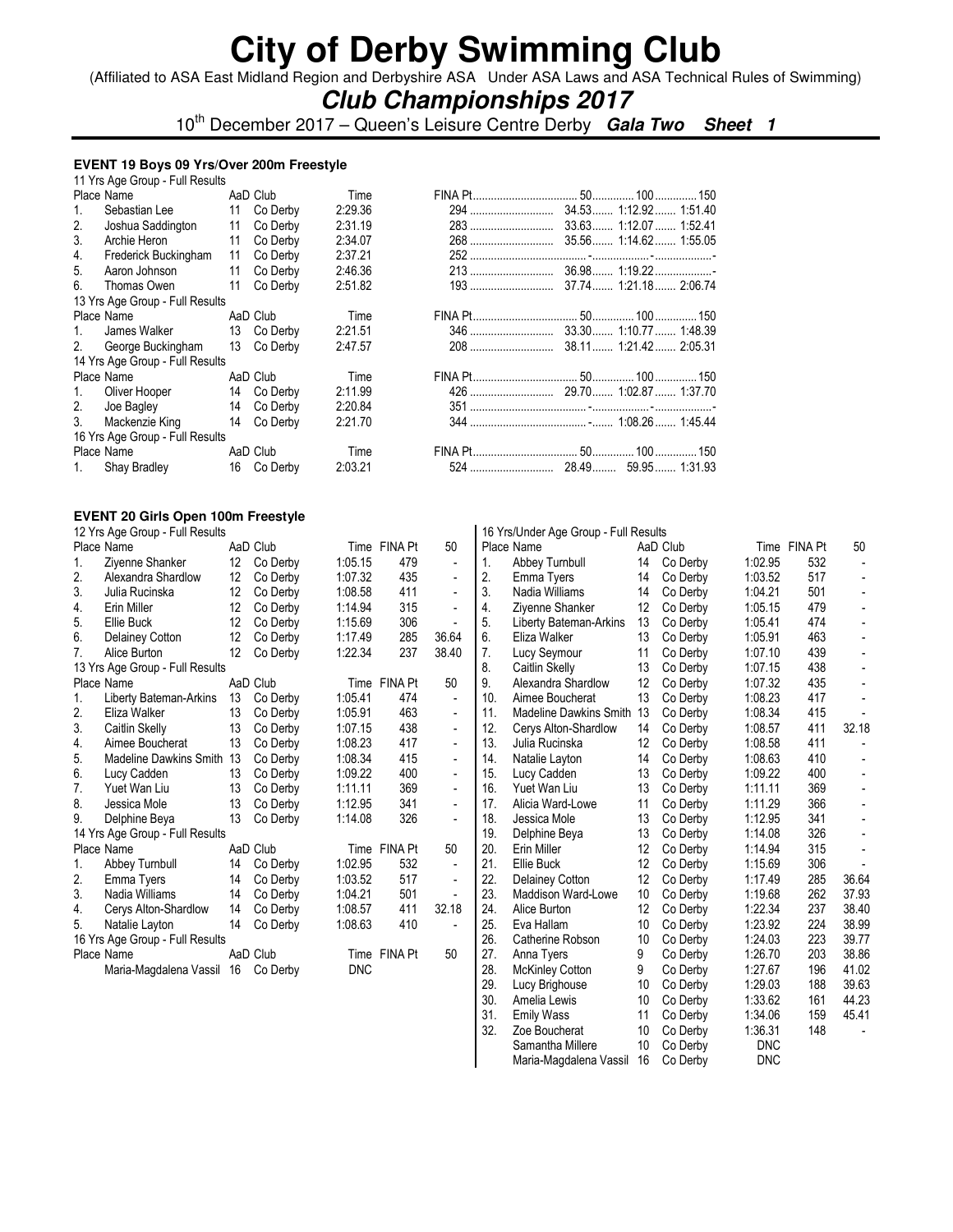# City of Derby Swimming Club

(Affiliated to ASA East Midland Region and Derbyshire ASA Under ASA Laws and ASA Technical Rules of Swimming)

## *Club Championships 2017*

10th December 2017 – Queen's Leisure Centre Derby **Gala Two Sheet 1**

### EVENT 19 Boys 09 Yrs/Over 200m Freestyle

11 Yrs Age Group - Full Results

| Place | Name | AaD | Club | Time | FINA Pt | 50 | 100 | 150 |
|---|---|---|---|---|---|---|---|---|
| 1. | Sebastian Lee | 11 | Co Derby | 2:29.36 | 294 | 34.53 | 1:12.92 | 1:51.40 |
| 2. | Joshua Saddington | 11 | Co Derby | 2:31.19 | 283 | 33.63 | 1:12.07 | 1:52.41 |
| 3. | Archie Heron | 11 | Co Derby | 2:34.07 | 268 | 35.56 | 1:14.62 | 1:55.05 |
| 4. | Frederick Buckingham | 11 | Co Derby | 2:37.21 | 252 | - | - | - |
| 5. | Aaron Johnson | 11 | Co Derby | 2:46.36 | 213 | 36.98 | 1:19.22 | - |
| 6. | Thomas Owen | 11 | Co Derby | 2:51.82 | 193 | 37.74 | 1:21.18 | 2:06.74 |

13 Yrs Age Group - Full Results

| Place | Name | AaD | Club | Time | FINA Pt | 50 | 100 | 150 |
|---|---|---|---|---|---|---|---|---|
| 1. | James Walker | 13 | Co Derby | 2:21.51 | 346 | 33.30 | 1:10.77 | 1:48.39 |
| 2. | George Buckingham | 13 | Co Derby | 2:47.57 | 208 | 38.11 | 1:21.42 | 2:05.31 |

14 Yrs Age Group - Full Results

| Place | Name | AaD | Club | Time | FINA Pt | 50 | 100 | 150 |
|---|---|---|---|---|---|---|---|---|
| 1. | Oliver Hooper | 14 | Co Derby | 2:11.99 | 426 | 29.70 | 1:02.87 | 1:37.70 |
| 2. | Joe Bagley | 14 | Co Derby | 2:20.84 | 351 | - | - | - |
| 3. | Mackenzie King | 14 | Co Derby | 2:21.70 | 344 | - | 1:08.26 | 1:45.44 |

16 Yrs Age Group - Full Results

| Place | Name | AaD | Club | Time | FINA Pt | 50 | 100 | 150 |
|---|---|---|---|---|---|---|---|---|
| 1. | Shay Bradley | 16 | Co Derby | 2:03.21 | 524 | 28.49 | 59.95 | 1:31.93 |

### EVENT 20 Girls Open 100m Freestyle

12 Yrs Age Group - Full Results

| Place | Name | AaD | Club | Time | FINA Pt | 50 |
|---|---|---|---|---|---|---|
| 1. | Ziyenne Shanker | 12 | Co Derby | 1:05.15 | 479 | - |
| 2. | Alexandra Shardlow | 12 | Co Derby | 1:07.32 | 435 | - |
| 3. | Julia Rucinska | 12 | Co Derby | 1:08.58 | 411 | - |
| 4. | Erin Miller | 12 | Co Derby | 1:14.94 | 315 | - |
| 5. | Ellie Buck | 12 | Co Derby | 1:15.69 | 306 | - |
| 6. | Delainey Cotton | 12 | Co Derby | 1:17.49 | 285 | 36.64 |
| 7. | Alice Burton | 12 | Co Derby | 1:22.34 | 237 | 38.40 |

13 Yrs Age Group - Full Results

| Place | Name | AaD | Club | Time | FINA Pt | 50 |
|---|---|---|---|---|---|---|
| 1. | Liberty Bateman-Arkins | 13 | Co Derby | 1:05.41 | 474 | - |
| 2. | Eliza Walker | 13 | Co Derby | 1:05.91 | 463 | - |
| 3. | Caitlin Skelly | 13 | Co Derby | 1:07.15 | 438 | - |
| 4. | Aimee Boucherat | 13 | Co Derby | 1:08.23 | 417 | - |
| 5. | Madeline Dawkins Smith | 13 | Co Derby | 1:08.34 | 415 | - |
| 6. | Lucy Cadden | 13 | Co Derby | 1:09.22 | 400 | - |
| 7. | Yuet Wan Liu | 13 | Co Derby | 1:11.11 | 369 | - |
| 8. | Jessica Mole | 13 | Co Derby | 1:12.95 | 341 | - |
| 9. | Delphine Beya | 13 | Co Derby | 1:14.08 | 326 | - |

14 Yrs Age Group - Full Results

| Place | Name | AaD | Club | Time | FINA Pt | 50 |
|---|---|---|---|---|---|---|
| 1. | Abbey Turnbull | 14 | Co Derby | 1:02.95 | 532 | - |
| 2. | Emma Tyers | 14 | Co Derby | 1:03.52 | 517 | - |
| 3. | Nadia Williams | 14 | Co Derby | 1:04.21 | 501 | - |
| 4. | Cerys Alton-Shardlow | 14 | Co Derby | 1:08.57 | 411 | 32.18 |
| 5. | Natalie Layton | 14 | Co Derby | 1:08.63 | 410 | - |

16 Yrs Age Group - Full Results

| Place | Name | AaD | Club | Time | FINA Pt | 50 |
|---|---|---|---|---|---|---|
| | Maria-Magdalena Vassil | 16 | Co Derby | DNC | | |

16 Yrs/Under Age Group - Full Results

| Place | Name | AaD | Club | Time | FINA Pt | 50 |
|---|---|---|---|---|---|---|
| 1. | Abbey Turnbull | 14 | Co Derby | 1:02.95 | 532 | - |
| 2. | Emma Tyers | 14 | Co Derby | 1:03.52 | 517 | - |
| 3. | Nadia Williams | 14 | Co Derby | 1:04.21 | 501 | - |
| 4. | Ziyenne Shanker | 12 | Co Derby | 1:05.15 | 479 | - |
| 5. | Liberty Bateman-Arkins | 13 | Co Derby | 1:05.41 | 474 | - |
| 6. | Eliza Walker | 13 | Co Derby | 1:05.91 | 463 | - |
| 7. | Lucy Seymour | 11 | Co Derby | 1:07.10 | 439 | - |
| 8. | Caitlin Skelly | 13 | Co Derby | 1:07.15 | 438 | - |
| 9. | Alexandra Shardlow | 12 | Co Derby | 1:07.32 | 435 | - |
| 10. | Aimee Boucherat | 13 | Co Derby | 1:08.23 | 417 | - |
| 11. | Madeline Dawkins Smith | 13 | Co Derby | 1:08.34 | 415 | - |
| 12. | Cerys Alton-Shardlow | 14 | Co Derby | 1:08.57 | 411 | 32.18 |
| 13. | Julia Rucinska | 12 | Co Derby | 1:08.58 | 411 | - |
| 14. | Natalie Layton | 14 | Co Derby | 1:08.63 | 410 | - |
| 15. | Lucy Cadden | 13 | Co Derby | 1:09.22 | 400 | - |
| 16. | Yuet Wan Liu | 13 | Co Derby | 1:11.11 | 369 | - |
| 17. | Alicia Ward-Lowe | 11 | Co Derby | 1:11.29 | 366 | - |
| 18. | Jessica Mole | 13 | Co Derby | 1:12.95 | 341 | - |
| 19. | Delphine Beya | 13 | Co Derby | 1:14.08 | 326 | - |
| 20. | Erin Miller | 12 | Co Derby | 1:14.94 | 315 | - |
| 21. | Ellie Buck | 12 | Co Derby | 1:15.69 | 306 | - |
| 22. | Delainey Cotton | 12 | Co Derby | 1:17.49 | 285 | 36.64 |
| 23. | Maddison Ward-Lowe | 10 | Co Derby | 1:19.68 | 262 | 37.93 |
| 24. | Alice Burton | 12 | Co Derby | 1:22.34 | 237 | 38.40 |
| 25. | Eva Hallam | 10 | Co Derby | 1:23.92 | 224 | 38.99 |
| 26. | Catherine Robson | 10 | Co Derby | 1:24.03 | 223 | 39.77 |
| 27. | Anna Tyers | 9 | Co Derby | 1:26.70 | 203 | 38.86 |
| 28. | McKinley Cotton | 9 | Co Derby | 1:27.67 | 196 | 41.02 |
| 29. | Lucy Brighouse | 10 | Co Derby | 1:29.03 | 188 | 39.63 |
| 30. | Amelia Lewis | 10 | Co Derby | 1:33.62 | 161 | 44.23 |
| 31. | Emily Wass | 11 | Co Derby | 1:34.06 | 159 | 45.41 |
| 32. | Zoe Boucherat | 10 | Co Derby | 1:36.31 | 148 | - |
| | Samantha Millere | 10 | Co Derby | DNC | | |
| | Maria-Magdalena Vassil | 16 | Co Derby | DNC | | |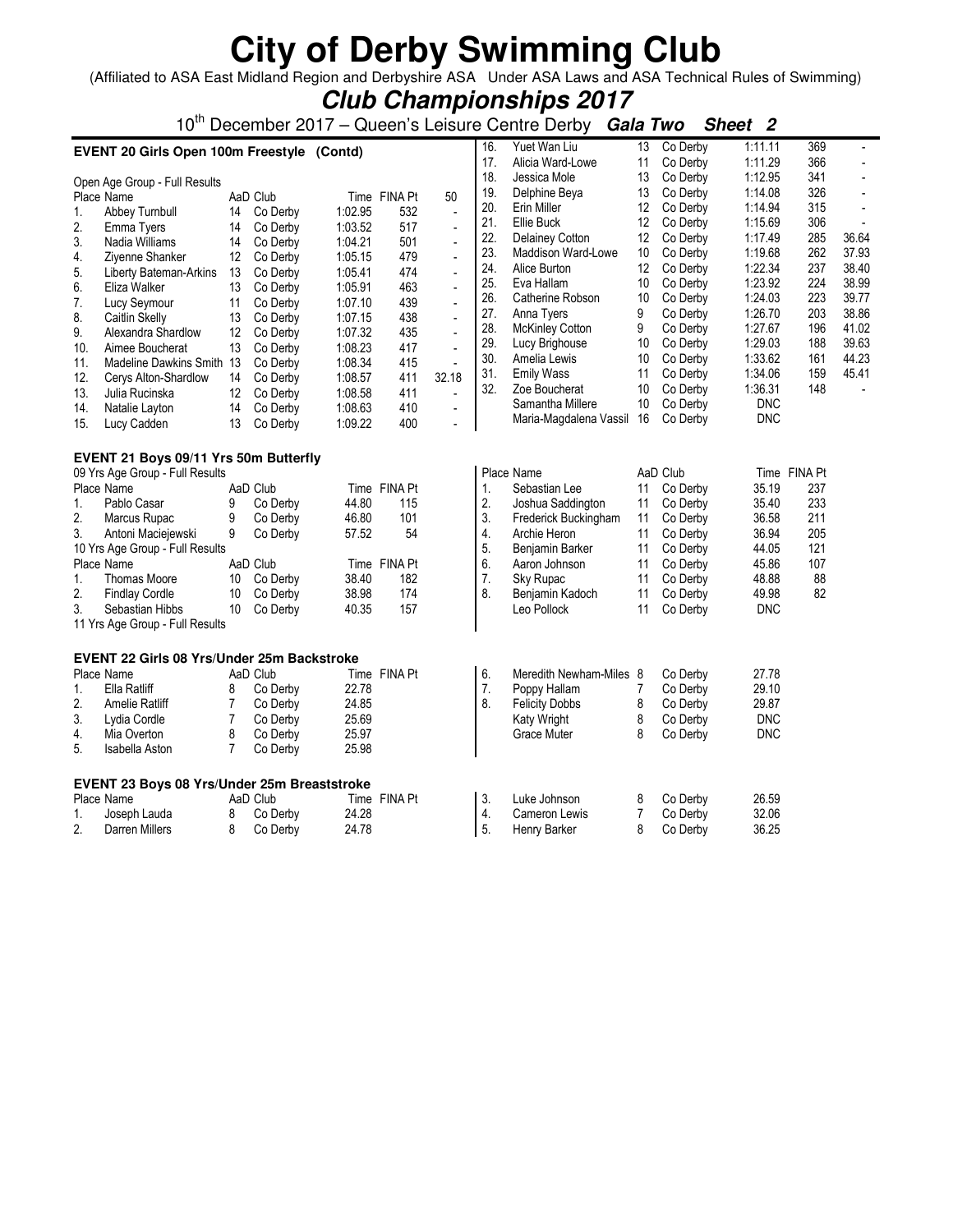# City of Derby Swimming Club

(Affiliated to ASA East Midland Region and Derbyshire ASA Under ASA Laws and ASA Technical Rules of Swimming)

## *Club Championships 2017*

10th December 2017 – Queen's Leisure Centre Derby ***Gala Two Sheet 2***

### EVENT 20 Girls Open 100m Freestyle (Contd)

Open Age Group - Full Results

| Place | Name | AaD | Club | Time | FINA Pt | 50 |
|---|---|---|---|---|---|---|
| 1. | Abbey Turnbull | 14 | Co Derby | 1:02.95 | 532 | - |
| 2. | Emma Tyers | 14 | Co Derby | 1:03.52 | 517 | - |
| 3. | Nadia Williams | 14 | Co Derby | 1:04.21 | 501 | - |
| 4. | Ziyenne Shanker | 12 | Co Derby | 1:05.15 | 479 | - |
| 5. | Liberty Bateman-Arkins | 13 | Co Derby | 1:05.41 | 474 | - |
| 6. | Eliza Walker | 13 | Co Derby | 1:05.91 | 463 | - |
| 7. | Lucy Seymour | 11 | Co Derby | 1:07.10 | 439 | - |
| 8. | Caitlin Skelly | 13 | Co Derby | 1:07.15 | 438 | - |
| 9. | Alexandra Shardlow | 12 | Co Derby | 1:07.32 | 435 | - |
| 10. | Aimee Boucherat | 13 | Co Derby | 1:08.23 | 417 | - |
| 11. | Madeline Dawkins Smith | 13 | Co Derby | 1:08.34 | 415 | - |
| 12. | Cerys Alton-Shardlow | 14 | Co Derby | 1:08.57 | 411 | 32.18 |
| 13. | Julia Rucinska | 12 | Co Derby | 1:08.58 | 411 | - |
| 14. | Natalie Layton | 14 | Co Derby | 1:08.63 | 410 | - |
| 15. | Lucy Cadden | 13 | Co Derby | 1:09.22 | 400 | - |
| 16. | Yuet Wan Liu | 13 | Co Derby | 1:11.11 | 369 | - |
| 17. | Alicia Ward-Lowe | 11 | Co Derby | 1:11.29 | 366 | - |
| 18. | Jessica Mole | 13 | Co Derby | 1:12.95 | 341 | - |
| 19. | Delphine Beya | 13 | Co Derby | 1:14.08 | 326 | - |
| 20. | Erin Miller | 12 | Co Derby | 1:14.94 | 315 | - |
| 21. | Ellie Buck | 12 | Co Derby | 1:15.69 | 306 | - |
| 22. | Delainey Cotton | 12 | Co Derby | 1:17.49 | 285 | 36.64 |
| 23. | Maddison Ward-Lowe | 10 | Co Derby | 1:19.68 | 262 | 37.93 |
| 24. | Alice Burton | 12 | Co Derby | 1:22.34 | 237 | 38.40 |
| 25. | Eva Hallam | 10 | Co Derby | 1:23.92 | 224 | 38.99 |
| 26. | Catherine Robson | 10 | Co Derby | 1:24.03 | 223 | 39.77 |
| 27. | Anna Tyers | 9 | Co Derby | 1:26.70 | 203 | 38.86 |
| 28. | McKinley Cotton | 9 | Co Derby | 1:27.67 | 196 | 41.02 |
| 29. | Lucy Brighouse | 10 | Co Derby | 1:29.03 | 188 | 39.63 |
| 30. | Amelia Lewis | 10 | Co Derby | 1:33.62 | 161 | 44.23 |
| 31. | Emily Wass | 11 | Co Derby | 1:34.06 | 159 | 45.41 |
| 32. | Zoe Boucherat | 10 | Co Derby | 1:36.31 | 148 | - |
| | Samantha Millere | 10 | Co Derby | DNC | | |
| | Maria-Magdalena Vassil | 16 | Co Derby | DNC | | |

### EVENT 21 Boys 09/11 Yrs 50m Butterfly

09 Yrs Age Group - Full Results

| Place | Name | AaD | Club | Time | FINA Pt |
|---|---|---|---|---|---|
| 1. | Pablo Casar | 9 | Co Derby | 44.80 | 115 |
| 2. | Marcus Rupac | 9 | Co Derby | 46.80 | 101 |
| 3. | Antoni Maciejewski | 9 | Co Derby | 57.52 | 54 |

10 Yrs Age Group - Full Results

| Place | Name | AaD | Club | Time | FINA Pt |
|---|---|---|---|---|---|
| 1. | Thomas Moore | 10 | Co Derby | 38.40 | 182 |
| 2. | Findlay Cordle | 10 | Co Derby | 38.98 | 174 |
| 3. | Sebastian Hibbs | 10 | Co Derby | 40.35 | 157 |

11 Yrs Age Group - Full Results

| Place | Name | AaD | Club | Time | FINA Pt |
|---|---|---|---|---|---|
| 1. | Sebastian Lee | 11 | Co Derby | 35.19 | 237 |
| 2. | Joshua Saddington | 11 | Co Derby | 35.40 | 233 |
| 3. | Frederick Buckingham | 11 | Co Derby | 36.58 | 211 |
| 4. | Archie Heron | 11 | Co Derby | 36.94 | 205 |
| 5. | Benjamin Barker | 11 | Co Derby | 44.05 | 121 |
| 6. | Aaron Johnson | 11 | Co Derby | 45.86 | 107 |
| 7. | Sky Rupac | 11 | Co Derby | 48.88 | 88 |
| 8. | Benjamin Kadoch | 11 | Co Derby | 49.98 | 82 |
| | Leo Pollock | 11 | Co Derby | DNC | |

### EVENT 22 Girls 08 Yrs/Under 25m Backstroke

| Place | Name | AaD | Club | Time | FINA Pt |
|---|---|---|---|---|---|
| 1. | Ella Ratliff | 8 | Co Derby | 22.78 | |
| 2. | Amelie Ratliff | 7 | Co Derby | 24.85 | |
| 3. | Lydia Cordle | 7 | Co Derby | 25.69 | |
| 4. | Mia Overton | 8 | Co Derby | 25.97 | |
| 5. | Isabella Aston | 7 | Co Derby | 25.98 | |
| 6. | Meredith Newham-Miles | 8 | Co Derby | 27.78 | |
| 7. | Poppy Hallam | 7 | Co Derby | 29.10 | |
| 8. | Felicity Dobbs | 8 | Co Derby | 29.87 | |
| | Katy Wright | 8 | Co Derby | DNC | |
| | Grace Muter | 8 | Co Derby | DNC | |

### EVENT 23 Boys 08 Yrs/Under 25m Breaststroke

| Place | Name | AaD | Club | Time | FINA Pt |
|---|---|---|---|---|---|
| 1. | Joseph Lauda | 8 | Co Derby | 24.28 | |
| 2. | Darren Millers | 8 | Co Derby | 24.78 | |
| 3. | Luke Johnson | 8 | Co Derby | 26.59 | |
| 4. | Cameron Lewis | 7 | Co Derby | 32.06 | |
| 5. | Henry Barker | 8 | Co Derby | 36.25 | |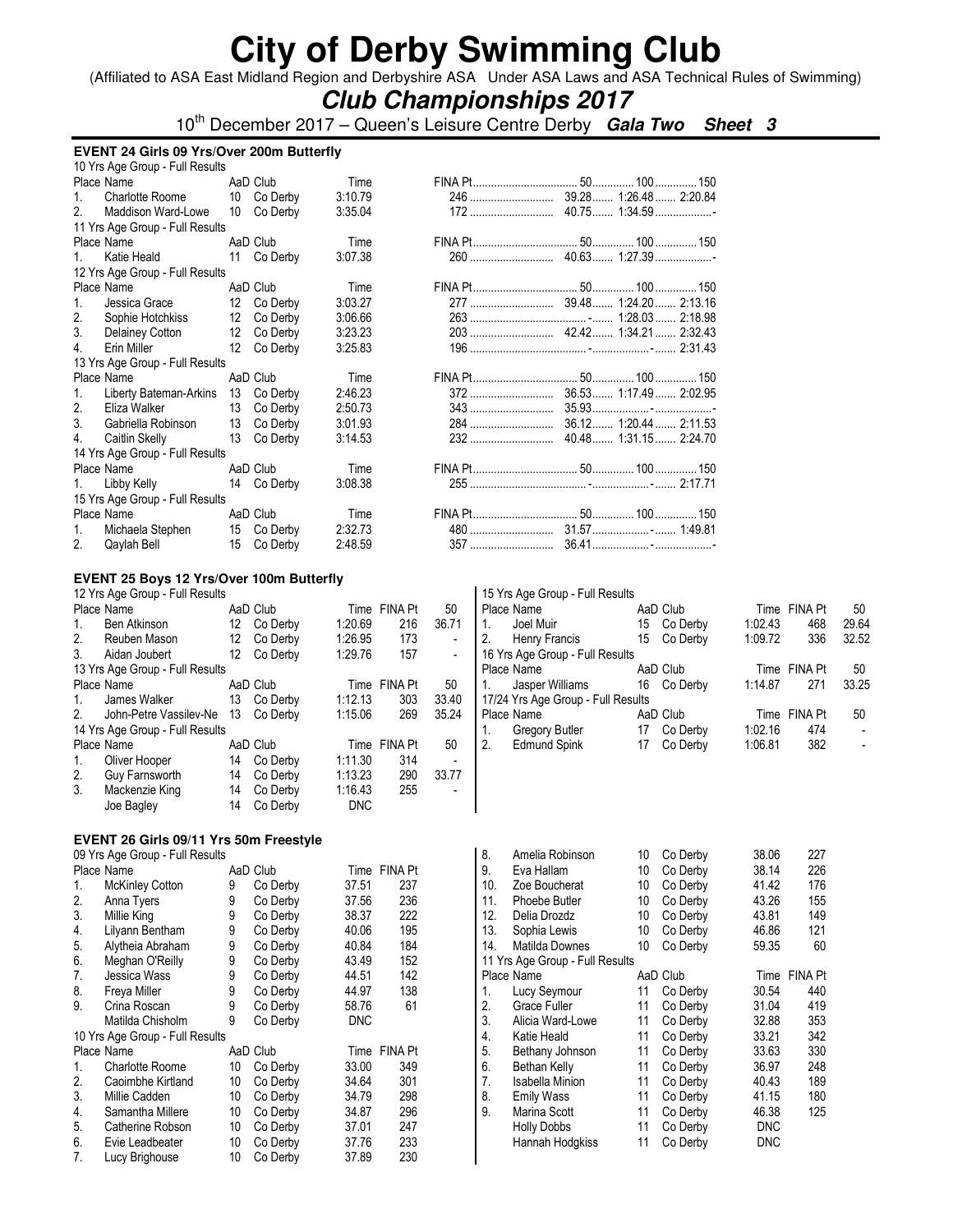# City of Derby Swimming Club

(Affiliated to ASA East Midland Region and Derbyshire ASA Under ASA Laws and ASA Technical Rules of Swimming)

## *Club Championships 2017*

10th December 2017 – Queen's Leisure Centre Derby ***Gala Two Sheet 3***

### EVENT 24 Girls 09 Yrs/Over 200m Butterfly

10 Yrs Age Group - Full Results

| Place | Name | AaD | Club | Time | FINA Pt | 50 | 100 | 150 |
|---|---|---|---|---|---|---|---|---|
| 1. | Charlotte Roome | 10 | Co Derby | 3:10.79 | 246 | 39.28 | 1:26.48 | 2:20.84 |
| 2. | Maddison Ward-Lowe | 10 | Co Derby | 3:35.04 | 172 | 40.75 | 1:34.59 | - |

11 Yrs Age Group - Full Results

| Place | Name | AaD | Club | Time | FINA Pt | 50 | 100 | 150 |
|---|---|---|---|---|---|---|---|---|
| 1. | Katie Heald | 11 | Co Derby | 3:07.38 | 260 | 40.63 | 1:27.39 | - |

12 Yrs Age Group - Full Results

| Place | Name | AaD | Club | Time | FINA Pt | 50 | 100 | 150 |
|---|---|---|---|---|---|---|---|---|
| 1. | Jessica Grace | 12 | Co Derby | 3:03.27 | 277 | 39.48 | 1:24.20 | 2:13.16 |
| 2. | Sophie Hotchkiss | 12 | Co Derby | 3:06.66 | 263 | - | 1:28.03 | 2:18.98 |
| 3. | Delainey Cotton | 12 | Co Derby | 3:23.23 | 203 | 42.42 | 1:34.21 | 2:32.43 |
| 4. | Erin Miller | 12 | Co Derby | 3:25.83 | 196 | - | - | 2:31.43 |

13 Yrs Age Group - Full Results

| Place | Name | AaD | Club | Time | FINA Pt | 50 | 100 | 150 |
|---|---|---|---|---|---|---|---|---|
| 1. | Liberty Bateman-Arkins | 13 | Co Derby | 2:46.23 | 372 | 36.53 | 1:17.49 | 2:02.95 |
| 2. | Eliza Walker | 13 | Co Derby | 2:50.73 | 343 | 35.93 | - | - |
| 3. | Gabriella Robinson | 13 | Co Derby | 3:01.93 | 284 | 36.12 | 1:20.44 | 2:11.53 |
| 4. | Caitlin Skelly | 13 | Co Derby | 3:14.53 | 232 | 40.48 | 1:31.15 | 2:24.70 |

14 Yrs Age Group - Full Results

| Place | Name | AaD | Club | Time | FINA Pt | 50 | 100 | 150 |
|---|---|---|---|---|---|---|---|---|
| 1. | Libby Kelly | 14 | Co Derby | 3:08.38 | 255 | - | - | 2:17.71 |

15 Yrs Age Group - Full Results

| Place | Name | AaD | Club | Time | FINA Pt | 50 | 100 | 150 |
|---|---|---|---|---|---|---|---|---|
| 1. | Michaela Stephen | 15 | Co Derby | 2:32.73 | 480 | 31.57 | - | 1:49.81 |
| 2. | Qaylah Bell | 15 | Co Derby | 2:48.59 | 357 | 36.41 | - | - |

### EVENT 25 Boys 12 Yrs/Over 100m Butterfly

12 Yrs Age Group - Full Results

| Place | Name | AaD | Club | Time | FINA Pt | 50 |
|---|---|---|---|---|---|---|
| 1. | Ben Atkinson | 12 | Co Derby | 1:20.69 | 216 | 36.71 |
| 2. | Reuben Mason | 12 | Co Derby | 1:26.95 | 173 | - |
| 3. | Aidan Joubert | 12 | Co Derby | 1:29.76 | 157 | - |

13 Yrs Age Group - Full Results

| Place | Name | AaD | Club | Time | FINA Pt | 50 |
|---|---|---|---|---|---|---|
| 1. | James Walker | 13 | Co Derby | 1:12.13 | 303 | 33.40 |
| 2. | John-Petre Vassilev-Ne | 13 | Co Derby | 1:15.06 | 269 | 35.24 |

14 Yrs Age Group - Full Results

| Place | Name | AaD | Club | Time | FINA Pt | 50 |
|---|---|---|---|---|---|---|
| 1. | Oliver Hooper | 14 | Co Derby | 1:11.30 | 314 | - |
| 2. | Guy Farnsworth | 14 | Co Derby | 1:13.23 | 290 | 33.77 |
| 3. | Mackenzie King | 14 | Co Derby | 1:16.43 | 255 | - |
| | Joe Bagley | 14 | Co Derby | DNC | | |

15 Yrs Age Group - Full Results

| Place | Name | AaD | Club | Time | FINA Pt | 50 |
|---|---|---|---|---|---|---|
| 1. | Joel Muir | 15 | Co Derby | 1:02.43 | 468 | 29.64 |
| 2. | Henry Francis | 15 | Co Derby | 1:09.72 | 336 | 32.52 |

16 Yrs Age Group - Full Results

| Place | Name | AaD | Club | Time | FINA Pt | 50 |
|---|---|---|---|---|---|---|
| 1. | Jasper Williams | 16 | Co Derby | 1:14.87 | 271 | 33.25 |

17/24 Yrs Age Group - Full Results

| Place | Name | AaD | Club | Time | FINA Pt | 50 |
|---|---|---|---|---|---|---|
| 1. | Gregory Butler | 17 | Co Derby | 1:02.16 | 474 | - |
| 2. | Edmund Spink | 17 | Co Derby | 1:06.81 | 382 | - |

### EVENT 26 Girls 09/11 Yrs 50m Freestyle

09 Yrs Age Group - Full Results

| Place | Name | AaD | Club | Time | FINA Pt |
|---|---|---|---|---|---|
| 1. | McKinley Cotton | 9 | Co Derby | 37.51 | 237 |
| 2. | Anna Tyers | 9 | Co Derby | 37.56 | 236 |
| 3. | Millie King | 9 | Co Derby | 38.37 | 222 |
| 4. | Lilyann Bentham | 9 | Co Derby | 40.06 | 195 |
| 5. | Alytheia Abraham | 9 | Co Derby | 40.84 | 184 |
| 6. | Meghan O'Reilly | 9 | Co Derby | 43.49 | 152 |
| 7. | Jessica Wass | 9 | Co Derby | 44.51 | 142 |
| 8. | Freya Miller | 9 | Co Derby | 44.97 | 138 |
| 9. | Crina Roscan | 9 | Co Derby | 58.76 | 61 |
| | Matilda Chisholm | 9 | Co Derby | DNC | |

10 Yrs Age Group - Full Results

| Place | Name | AaD | Club | Time | FINA Pt |
|---|---|---|---|---|---|
| 1. | Charlotte Roome | 10 | Co Derby | 33.00 | 349 |
| 2. | Caoimbhe Kirtland | 10 | Co Derby | 34.64 | 301 |
| 3. | Millie Cadden | 10 | Co Derby | 34.79 | 298 |
| 4. | Samantha Millere | 10 | Co Derby | 34.87 | 296 |
| 5. | Catherine Robson | 10 | Co Derby | 37.01 | 247 |
| 6. | Evie Leadbeater | 10 | Co Derby | 37.76 | 233 |
| 7. | Lucy Brighouse | 10 | Co Derby | 37.89 | 230 |
| 8. | Amelia Robinson | 10 | Co Derby | 38.06 | 227 |
| 9. | Eva Hallam | 10 | Co Derby | 38.14 | 226 |
| 10. | Zoe Boucherat | 10 | Co Derby | 41.42 | 176 |
| 11. | Phoebe Butler | 10 | Co Derby | 43.26 | 155 |
| 12. | Delia Drozdz | 10 | Co Derby | 43.81 | 149 |
| 13. | Sophia Lewis | 10 | Co Derby | 46.86 | 121 |
| 14. | Matilda Downes | 10 | Co Derby | 59.35 | 60 |

11 Yrs Age Group - Full Results

| Place | Name | AaD | Club | Time | FINA Pt |
|---|---|---|---|---|---|
| 1. | Lucy Seymour | 11 | Co Derby | 30.54 | 440 |
| 2. | Grace Fuller | 11 | Co Derby | 31.04 | 419 |
| 3. | Alicia Ward-Lowe | 11 | Co Derby | 32.88 | 353 |
| 4. | Katie Heald | 11 | Co Derby | 33.21 | 342 |
| 5. | Bethany Johnson | 11 | Co Derby | 33.63 | 330 |
| 6. | Bethan Kelly | 11 | Co Derby | 36.97 | 248 |
| 7. | Isabella Minion | 11 | Co Derby | 40.43 | 189 |
| 8. | Emily Wass | 11 | Co Derby | 41.15 | 180 |
| 9. | Marina Scott | 11 | Co Derby | 46.38 | 125 |
| | Holly Dobbs | 11 | Co Derby | DNC | |
| | Hannah Hodgkiss | 11 | Co Derby | DNC | |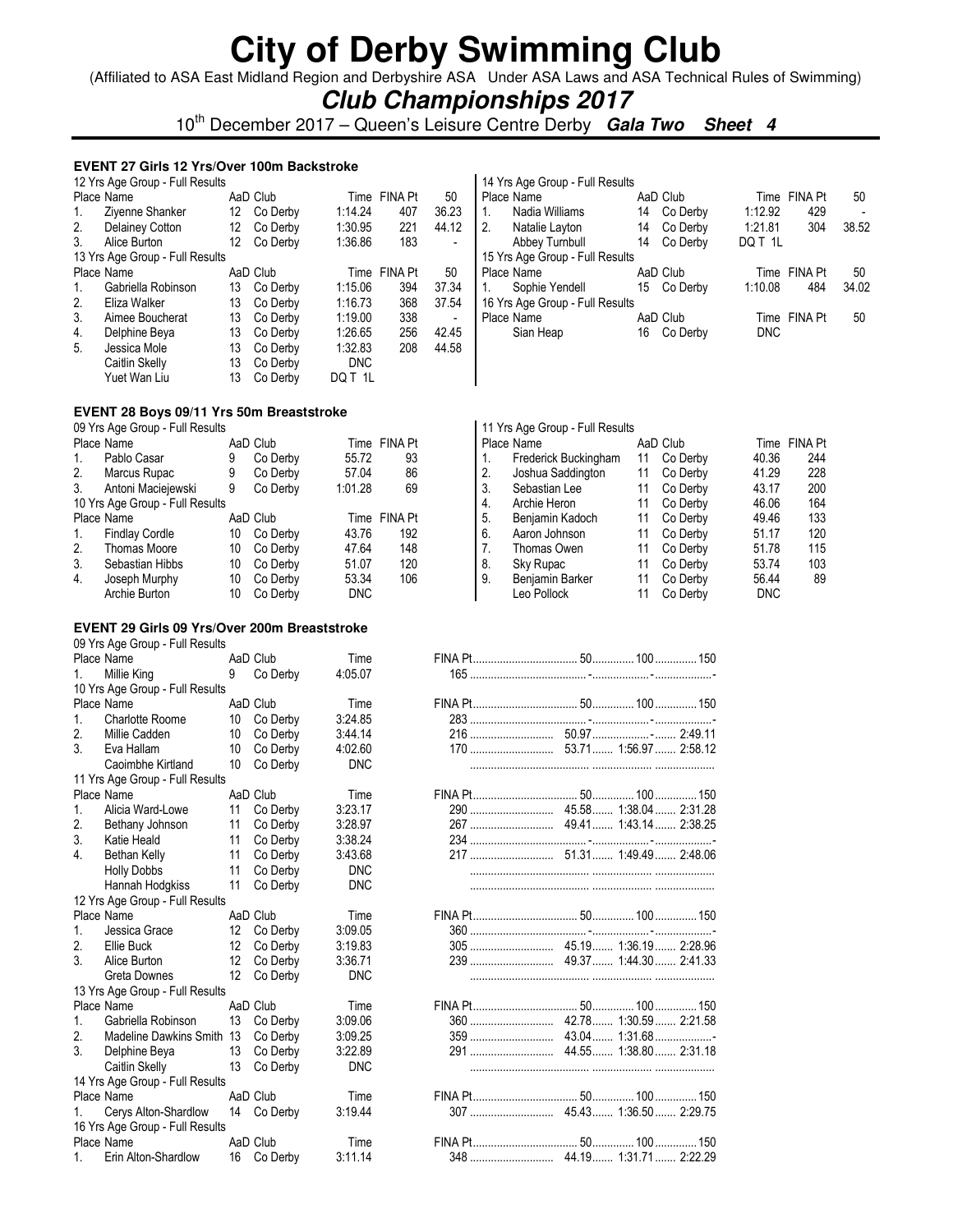# City of Derby Swimming Club

(Affiliated to ASA East Midland Region and Derbyshire ASA Under ASA Laws and ASA Technical Rules of Swimming)

## *Club Championships 2017*

10th December 2017 – Queen's Leisure Centre Derby **Gala Two Sheet 4**

### EVENT 27 Girls 12 Yrs/Over 100m Backstroke

12 Yrs Age Group - Full Results

| Place | Name | AaD | Club | Time | FINA Pt | 50 |
|---|---|---|---|---|---|---|
| 1. | Ziyenne Shanker | 12 | Co Derby | 1:14.24 | 407 | 36.23 |
| 2. | Delainey Cotton | 12 | Co Derby | 1:30.95 | 221 | 44.12 |
| 3. | Alice Burton | 12 | Co Derby | 1:36.86 | 183 | - |

13 Yrs Age Group - Full Results

| Place | Name | AaD | Club | Time | FINA Pt | 50 |
|---|---|---|---|---|---|---|
| 1. | Gabriella Robinson | 13 | Co Derby | 1:15.06 | 394 | 37.34 |
| 2. | Eliza Walker | 13 | Co Derby | 1:16.73 | 368 | 37.54 |
| 3. | Aimee Boucherat | 13 | Co Derby | 1:19.00 | 338 | - |
| 4. | Delphine Beya | 13 | Co Derby | 1:26.65 | 256 | 42.45 |
| 5. | Jessica Mole | 13 | Co Derby | 1:32.83 | 208 | 44.58 |
| | Caitlin Skelly | 13 | Co Derby | DNC | | |
| | Yuet Wan Liu | 13 | Co Derby | DQ T 1L | | |

14 Yrs Age Group - Full Results

| Place | Name | AaD | Club | Time | FINA Pt | 50 |
|---|---|---|---|---|---|---|
| 1. | Nadia Williams | 14 | Co Derby | 1:12.92 | 429 | - |
| 2. | Natalie Layton | 14 | Co Derby | 1:21.81 | 304 | 38.52 |
| | Abbey Turnbull | 14 | Co Derby | DQ T 1L | | |

15 Yrs Age Group - Full Results

| Place | Name | AaD | Club | Time | FINA Pt | 50 |
|---|---|---|---|---|---|---|
| 1. | Sophie Yendell | 15 | Co Derby | 1:10.08 | 484 | 34.02 |

16 Yrs Age Group - Full Results

| Place | Name | AaD | Club | Time | FINA Pt | 50 |
|---|---|---|---|---|---|---|
| | Sian Heap | 16 | Co Derby | DNC | | |

### EVENT 28 Boys 09/11 Yrs 50m Breaststroke

09 Yrs Age Group - Full Results

| Place | Name | AaD | Club | Time | FINA Pt |
|---|---|---|---|---|---|
| 1. | Pablo Casar | 9 | Co Derby | 55.72 | 93 |
| 2. | Marcus Rupac | 9 | Co Derby | 57.04 | 86 |
| 3. | Antoni Maciejewski | 9 | Co Derby | 1:01.28 | 69 |

10 Yrs Age Group - Full Results

| Place | Name | AaD | Club | Time | FINA Pt |
|---|---|---|---|---|---|
| 1. | Findlay Cordle | 10 | Co Derby | 43.76 | 192 |
| 2. | Thomas Moore | 10 | Co Derby | 47.64 | 148 |
| 3. | Sebastian Hibbs | 10 | Co Derby | 51.07 | 120 |
| 4. | Joseph Murphy | 10 | Co Derby | 53.34 | 106 |
| | Archie Burton | 10 | Co Derby | DNC | |

11 Yrs Age Group - Full Results

| Place | Name | AaD | Club | Time | FINA Pt |
|---|---|---|---|---|---|
| 1. | Frederick Buckingham | 11 | Co Derby | 40.36 | 244 |
| 2. | Joshua Saddington | 11 | Co Derby | 41.29 | 228 |
| 3. | Sebastian Lee | 11 | Co Derby | 43.17 | 200 |
| 4. | Archie Heron | 11 | Co Derby | 46.06 | 164 |
| 5. | Benjamin Kadoch | 11 | Co Derby | 49.46 | 133 |
| 6. | Aaron Johnson | 11 | Co Derby | 51.17 | 120 |
| 7. | Thomas Owen | 11 | Co Derby | 51.78 | 115 |
| 8. | Sky Rupac | 11 | Co Derby | 53.74 | 103 |
| 9. | Benjamin Barker | 11 | Co Derby | 56.44 | 89 |
| | Leo Pollock | 11 | Co Derby | DNC | |

### EVENT 29 Girls 09 Yrs/Over 200m Breaststroke

09 Yrs Age Group - Full Results

| Place | Name | AaD | Club | Time | FINA Pt | 50 | 100 | 150 |
|---|---|---|---|---|---|---|---|---|
| 1. | Millie King | 9 | Co Derby | 4:05.07 | 165 | - | - | - |

10 Yrs Age Group - Full Results

| Place | Name | AaD | Club | Time | FINA Pt | 50 | 100 | 150 |
|---|---|---|---|---|---|---|---|---|
| 1. | Charlotte Roome | 10 | Co Derby | 3:24.85 | 283 | - | - | - |
| 2. | Millie Cadden | 10 | Co Derby | 3:44.14 | 216 | 50.97 | - | 2:49.11 |
| 3. | Eva Hallam | 10 | Co Derby | 4:02.60 | 170 | 53.71 | 1:56.97 | 2:58.12 |
| | Caoimbhe Kirtland | 10 | Co Derby | DNC | | | | |

11 Yrs Age Group - Full Results

| Place | Name | AaD | Club | Time | FINA Pt | 50 | 100 | 150 |
|---|---|---|---|---|---|---|---|---|
| 1. | Alicia Ward-Lowe | 11 | Co Derby | 3:23.17 | 290 | 45.58 | 1:38.04 | 2:31.28 |
| 2. | Bethany Johnson | 11 | Co Derby | 3:28.97 | 267 | 49.41 | 1:43.14 | 2:38.25 |
| 3. | Katie Heald | 11 | Co Derby | 3:38.24 | 234 | - | - | - |
| 4. | Bethan Kelly | 11 | Co Derby | 3:43.68 | 217 | 51.31 | 1:49.49 | 2:48.06 |
| | Holly Dobbs | 11 | Co Derby | DNC | | | | |
| | Hannah Hodgkiss | 11 | Co Derby | DNC | | | | |

12 Yrs Age Group - Full Results

| Place | Name | AaD | Club | Time | FINA Pt | 50 | 100 | 150 |
|---|---|---|---|---|---|---|---|---|
| 1. | Jessica Grace | 12 | Co Derby | 3:09.05 | 360 | - | - | - |
| 2. | Ellie Buck | 12 | Co Derby | 3:19.83 | 305 | 45.19 | 1:36.19 | 2:28.96 |
| 3. | Alice Burton | 12 | Co Derby | 3:36.71 | 239 | 49.37 | 1:44.30 | 2:41.33 |
| | Greta Downes | 12 | Co Derby | DNC | | | | |

13 Yrs Age Group - Full Results

| Place | Name | AaD | Club | Time | FINA Pt | 50 | 100 | 150 |
|---|---|---|---|---|---|---|---|---|
| 1. | Gabriella Robinson | 13 | Co Derby | 3:09.06 | 360 | 42.78 | 1:30.59 | 2:21.58 |
| 2. | Madeline Dawkins Smith | 13 | Co Derby | 3:09.25 | 359 | 43.04 | 1:31.68 | - |
| 3. | Delphine Beya | 13 | Co Derby | 3:22.89 | 291 | 44.55 | 1:38.80 | 2:31.18 |
| | Caitlin Skelly | 13 | Co Derby | DNC | | | | |

14 Yrs Age Group - Full Results

| Place | Name | AaD | Club | Time | FINA Pt | 50 | 100 | 150 |
|---|---|---|---|---|---|---|---|---|
| 1. | Cerys Alton-Shardlow | 14 | Co Derby | 3:19.44 | 307 | 45.43 | 1:36.50 | 2:29.75 |

16 Yrs Age Group - Full Results

| Place | Name | AaD | Club | Time | FINA Pt | 50 | 100 | 150 |
|---|---|---|---|---|---|---|---|---|
| 1. | Erin Alton-Shardlow | 16 | Co Derby | 3:11.14 | 348 | 44.19 | 1:31.71 | 2:22.29 |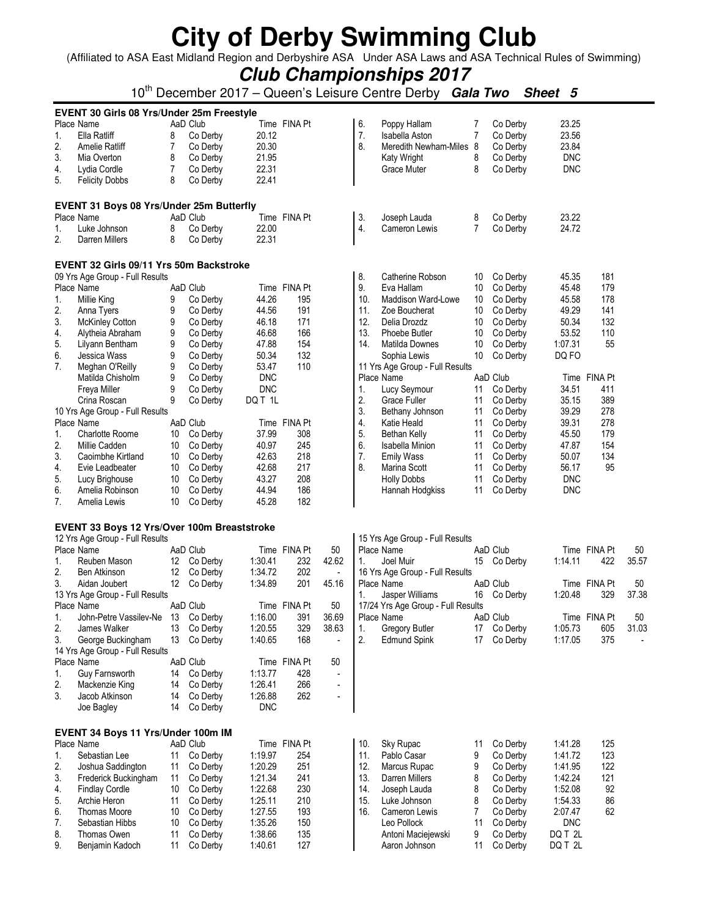# City of Derby Swimming Club

(Affiliated to ASA East Midland Region and Derbyshire ASA Under ASA Laws and ASA Technical Rules of Swimming)

## *Club Championships 2017*

10th December 2017 – Queen's Leisure Centre Derby ***Gala Two Sheet 5***

### EVENT 30 Girls 08 Yrs/Under 25m Freestyle

| Place | Name | AaD | Club | Time | FINA Pt |
|---|---|---|---|---|---|
| 1. | Ella Ratliff | 8 | Co Derby | 20.12 | |
| 2. | Amelie Ratliff | 7 | Co Derby | 20.30 | |
| 3. | Mia Overton | 8 | Co Derby | 21.95 | |
| 4. | Lydia Cordle | 7 | Co Derby | 22.31 | |
| 5. | Felicity Dobbs | 8 | Co Derby | 22.41 | |
| 6. | Poppy Hallam | 7 | Co Derby | 23.25 | |
| 7. | Isabella Aston | 7 | Co Derby | 23.56 | |
| 8. | Meredith Newham-Miles | 8 | Co Derby | 23.84 | |
| | Katy Wright | 8 | Co Derby | DNC | |
| | Grace Muter | 8 | Co Derby | DNC | |

### EVENT 31 Boys 08 Yrs/Under 25m Butterfly

| Place | Name | AaD | Club | Time | FINA Pt |
|---|---|---|---|---|---|
| 1. | Luke Johnson | 8 | Co Derby | 22.00 | |
| 2. | Darren Millers | 8 | Co Derby | 22.31 | |
| 3. | Joseph Lauda | 8 | Co Derby | 23.22 | |
| 4. | Cameron Lewis | 7 | Co Derby | 24.72 | |

### EVENT 32 Girls 09/11 Yrs 50m Backstroke

09 Yrs Age Group - Full Results

| Place | Name | AaD | Club | Time | FINA Pt |
|---|---|---|---|---|---|
| 1. | Millie King | 9 | Co Derby | 44.26 | 195 |
| 2. | Anna Tyers | 9 | Co Derby | 44.56 | 191 |
| 3. | McKinley Cotton | 9 | Co Derby | 46.18 | 171 |
| 4. | Alytheia Abraham | 9 | Co Derby | 46.68 | 166 |
| 5. | Lilyann Bentham | 9 | Co Derby | 47.88 | 154 |
| 6. | Jessica Wass | 9 | Co Derby | 50.34 | 132 |
| 7. | Meghan O'Reilly | 9 | Co Derby | 53.47 | 110 |
| | Matilda Chisholm | 9 | Co Derby | DNC | |
| | Freya Miller | 9 | Co Derby | DNC | |
| | Crina Roscan | 9 | Co Derby | DQ T 1L | |

10 Yrs Age Group - Full Results

| Place | Name | AaD | Club | Time | FINA Pt |
|---|---|---|---|---|---|
| 1. | Charlotte Roome | 10 | Co Derby | 37.99 | 308 |
| 2. | Millie Cadden | 10 | Co Derby | 40.97 | 245 |
| 3. | Caoimbhe Kirtland | 10 | Co Derby | 42.63 | 218 |
| 4. | Evie Leadbeater | 10 | Co Derby | 42.68 | 217 |
| 5. | Lucy Brighouse | 10 | Co Derby | 43.27 | 208 |
| 6. | Amelia Robinson | 10 | Co Derby | 44.94 | 186 |
| 7. | Amelia Lewis | 10 | Co Derby | 45.28 | 182 |
| 8. | Catherine Robson | 10 | Co Derby | 45.35 | 181 |
| 9. | Eva Hallam | 10 | Co Derby | 45.48 | 179 |
| 10. | Maddison Ward-Lowe | 10 | Co Derby | 45.58 | 178 |
| 11. | Zoe Boucherat | 10 | Co Derby | 49.29 | 141 |
| 12. | Delia Drozdz | 10 | Co Derby | 50.34 | 132 |
| 13. | Phoebe Butler | 10 | Co Derby | 53.52 | 110 |
| 14. | Matilda Downes | 10 | Co Derby | 1:07.31 | 55 |
| | Sophia Lewis | 10 | Co Derby | DQ FO | |

11 Yrs Age Group - Full Results

| Place | Name | AaD | Club | Time | FINA Pt |
|---|---|---|---|---|---|
| 1. | Lucy Seymour | 11 | Co Derby | 34.51 | 411 |
| 2. | Grace Fuller | 11 | Co Derby | 35.15 | 389 |
| 3. | Bethany Johnson | 11 | Co Derby | 39.29 | 278 |
| 4. | Katie Heald | 11 | Co Derby | 39.31 | 278 |
| 5. | Bethan Kelly | 11 | Co Derby | 45.50 | 179 |
| 6. | Isabella Minion | 11 | Co Derby | 47.87 | 154 |
| 7. | Emily Wass | 11 | Co Derby | 50.07 | 134 |
| 8. | Marina Scott | 11 | Co Derby | 56.17 | 95 |
| | Holly Dobbs | 11 | Co Derby | DNC | |
| | Hannah Hodgkiss | 11 | Co Derby | DNC | |

### EVENT 33 Boys 12 Yrs/Over 100m Breaststroke

12 Yrs Age Group - Full Results

| Place | Name | AaD | Club | Time | FINA Pt | 50 |
|---|---|---|---|---|---|---|
| 1. | Reuben Mason | 12 | Co Derby | 1:30.41 | 232 | 42.62 |
| 2. | Ben Atkinson | 12 | Co Derby | 1:34.72 | 202 | - |
| 3. | Aidan Joubert | 12 | Co Derby | 1:34.89 | 201 | 45.16 |

13 Yrs Age Group - Full Results

| Place | Name | AaD | Club | Time | FINA Pt | 50 |
|---|---|---|---|---|---|---|
| 1. | John-Petre Vassilev-Ne | 13 | Co Derby | 1:16.00 | 391 | 36.69 |
| 2. | James Walker | 13 | Co Derby | 1:20.55 | 329 | 38.63 |
| 3. | George Buckingham | 13 | Co Derby | 1:40.65 | 168 | - |

14 Yrs Age Group - Full Results

| Place | Name | AaD | Club | Time | FINA Pt | 50 |
|---|---|---|---|---|---|---|
| 1. | Guy Farnsworth | 14 | Co Derby | 1:13.77 | 428 | - |
| 2. | Mackenzie King | 14 | Co Derby | 1:26.41 | 266 | - |
| 3. | Jacob Atkinson | 14 | Co Derby | 1:26.88 | 262 | - |
| | Joe Bagley | 14 | Co Derby | DNC | | |

15 Yrs Age Group - Full Results

| Place | Name | AaD | Club | Time | FINA Pt | 50 |
|---|---|---|---|---|---|---|
| 1. | Joel Muir | 15 | Co Derby | 1:14.11 | 422 | 35.57 |

16 Yrs Age Group - Full Results

| Place | Name | AaD | Club | Time | FINA Pt | 50 |
|---|---|---|---|---|---|---|
| 1. | Jasper Williams | 16 | Co Derby | 1:20.48 | 329 | 37.38 |

17/24 Yrs Age Group - Full Results

| Place | Name | AaD | Club | Time | FINA Pt | 50 |
|---|---|---|---|---|---|---|
| 1. | Gregory Butler | 17 | Co Derby | 1:05.73 | 605 | 31.03 |
| 2. | Edmund Spink | 17 | Co Derby | 1:17.05 | 375 | - |

### EVENT 34 Boys 11 Yrs/Under 100m IM

| Place | Name | AaD | Club | Time | FINA Pt |
|---|---|---|---|---|---|
| 1. | Sebastian Lee | 11 | Co Derby | 1:19.97 | 254 |
| 2. | Joshua Saddington | 11 | Co Derby | 1:20.29 | 251 |
| 3. | Frederick Buckingham | 11 | Co Derby | 1:21.34 | 241 |
| 4. | Findlay Cordle | 10 | Co Derby | 1:22.68 | 230 |
| 5. | Archie Heron | 11 | Co Derby | 1:25.11 | 210 |
| 6. | Thomas Moore | 10 | Co Derby | 1:27.55 | 193 |
| 7. | Sebastian Hibbs | 10 | Co Derby | 1:35.26 | 150 |
| 8. | Thomas Owen | 11 | Co Derby | 1:38.66 | 135 |
| 9. | Benjamin Kadoch | 11 | Co Derby | 1:40.61 | 127 |
| 10. | Sky Rupac | 11 | Co Derby | 1:41.28 | 125 |
| 11. | Pablo Casar | 9 | Co Derby | 1:41.72 | 123 |
| 12. | Marcus Rupac | 9 | Co Derby | 1:41.95 | 122 |
| 13. | Darren Millers | 8 | Co Derby | 1:42.24 | 121 |
| 14. | Joseph Lauda | 8 | Co Derby | 1:52.08 | 92 |
| 15. | Luke Johnson | 8 | Co Derby | 1:54.33 | 86 |
| 16. | Cameron Lewis | 7 | Co Derby | 2:07.47 | 62 |
| | Leo Pollock | 11 | Co Derby | DNC | |
| | Antoni Maciejewski | 9 | Co Derby | DQ T 2L | |
| | Aaron Johnson | 11 | Co Derby | DQ T 2L | |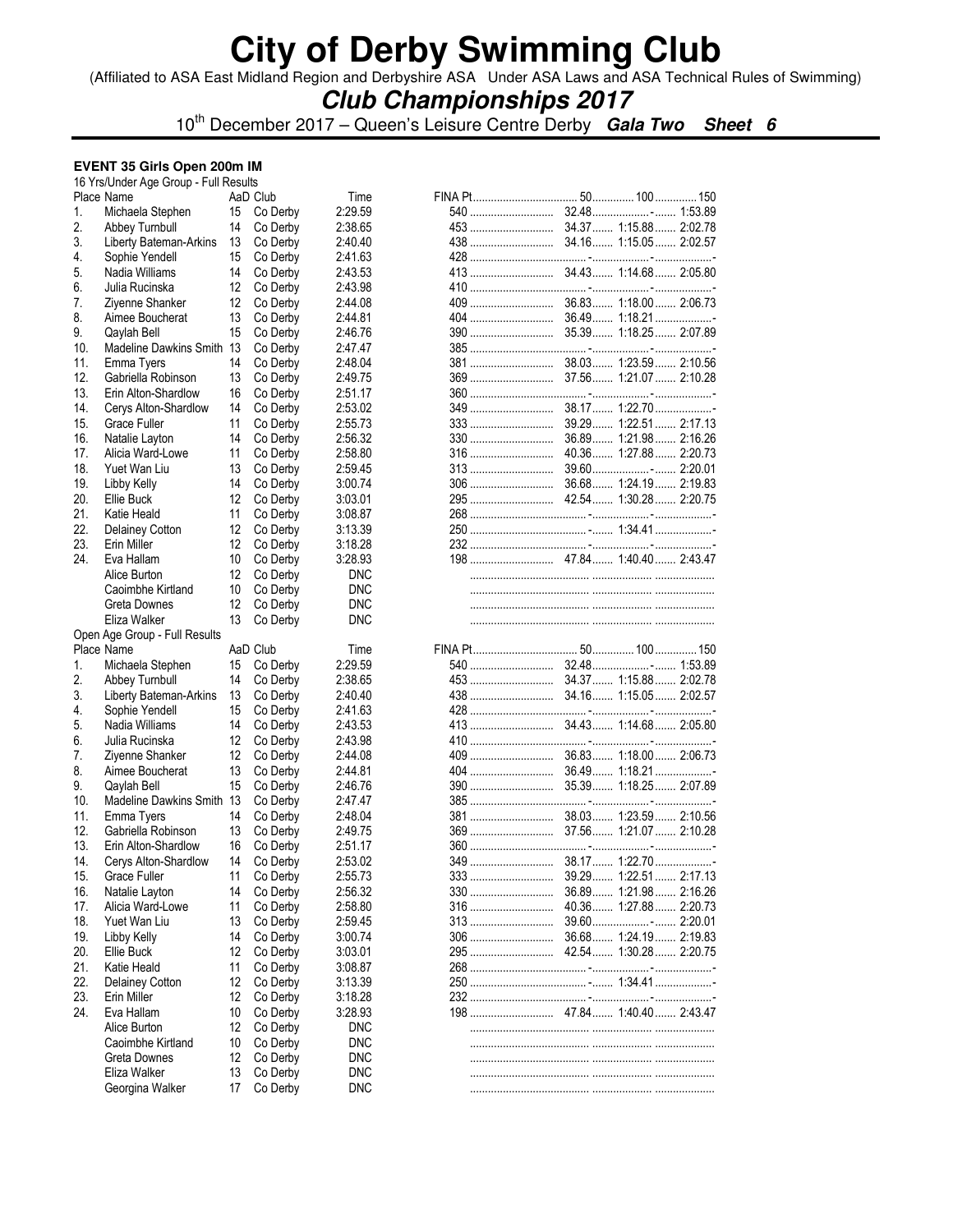# City of Derby Swimming Club

(Affiliated to ASA East Midland Region and Derbyshire ASA Under ASA Laws and ASA Technical Rules of Swimming)

## *Club Championships 2017*

10th December 2017 – Queen's Leisure Centre Derby **Gala Two Sheet 6**

### EVENT 35 Girls Open 200m IM

16 Yrs/Under Age Group - Full Results

| Place | Name | AaD | Club | Time | FINA Pt | 50 | 100 | 150 |
|---|---|---|---|---|---|---|---|---|
| 1. | Michaela Stephen | 15 | Co Derby | 2:29.59 | 540 | 32.48 | - | 1:53.89 |
| 2. | Abbey Turnbull | 14 | Co Derby | 2:38.65 | 453 | 34.37 | 1:15.88 | 2:02.78 |
| 3. | Liberty Bateman-Arkins | 13 | Co Derby | 2:40.40 | 438 | 34.16 | 1:15.05 | 2:02.57 |
| 4. | Sophie Yendell | 15 | Co Derby | 2:41.63 | 428 | - | - | - |
| 5. | Nadia Williams | 14 | Co Derby | 2:43.53 | 413 | 34.43 | 1:14.68 | 2:05.80 |
| 6. | Julia Rucinska | 12 | Co Derby | 2:43.98 | 410 | - | - | - |
| 7. | Ziyenne Shanker | 12 | Co Derby | 2:44.08 | 409 | 36.83 | 1:18.00 | 2:06.73 |
| 8. | Aimee Boucherat | 13 | Co Derby | 2:44.81 | 404 | 36.49 | 1:18.21 | - |
| 9. | Qaylah Bell | 15 | Co Derby | 2:46.76 | 390 | 35.39 | 1:18.25 | 2:07.89 |
| 10. | Madeline Dawkins Smith | 13 | Co Derby | 2:47.47 | 385 | - | - | - |
| 11. | Emma Tyers | 14 | Co Derby | 2:48.04 | 381 | 38.03 | 1:23.59 | 2:10.56 |
| 12. | Gabriella Robinson | 13 | Co Derby | 2:49.75 | 369 | 37.56 | 1:21.07 | 2:10.28 |
| 13. | Erin Alton-Shardlow | 16 | Co Derby | 2:51.17 | 360 | - | - | - |
| 14. | Cerys Alton-Shardlow | 14 | Co Derby | 2:53.02 | 349 | 38.17 | 1:22.70 | - |
| 15. | Grace Fuller | 11 | Co Derby | 2:55.73 | 333 | 39.29 | 1:22.51 | 2:17.13 |
| 16. | Natalie Layton | 14 | Co Derby | 2:56.32 | 330 | 36.89 | 1:21.98 | 2:16.26 |
| 17. | Alicia Ward-Lowe | 11 | Co Derby | 2:58.80 | 316 | 40.36 | 1:27.88 | 2:20.73 |
| 18. | Yuet Wan Liu | 13 | Co Derby | 2:59.45 | 313 | 39.60 | - | 2:20.01 |
| 19. | Libby Kelly | 14 | Co Derby | 3:00.74 | 306 | 36.68 | 1:24.19 | 2:19.83 |
| 20. | Ellie Buck | 12 | Co Derby | 3:03.01 | 295 | 42.54 | 1:30.28 | 2:20.75 |
| 21. | Katie Heald | 11 | Co Derby | 3:08.87 | 268 | - | - | - |
| 22. | Delainey Cotton | 12 | Co Derby | 3:13.39 | 250 | - | 1:34.41 | - |
| 23. | Erin Miller | 12 | Co Derby | 3:18.28 | 232 | - | - | - |
| 24. | Eva Hallam | 10 | Co Derby | 3:28.93 | 198 | 47.84 | 1:40.40 | 2:43.47 |
| | Alice Burton | 12 | Co Derby | DNC | | | | |
| | Caoimbhe Kirtland | 10 | Co Derby | DNC | | | | |
| | Greta Downes | 12 | Co Derby | DNC | | | | |
| | Eliza Walker | 13 | Co Derby | DNC | | | | |

Open Age Group - Full Results

| Place | Name | AaD | Club | Time | FINA Pt | 50 | 100 | 150 |
|---|---|---|---|---|---|---|---|---|
| 1. | Michaela Stephen | 15 | Co Derby | 2:29.59 | 540 | 32.48 | - | 1:53.89 |
| 2. | Abbey Turnbull | 14 | Co Derby | 2:38.65 | 453 | 34.37 | 1:15.88 | 2:02.78 |
| 3. | Liberty Bateman-Arkins | 13 | Co Derby | 2:40.40 | 438 | 34.16 | 1:15.05 | 2:02.57 |
| 4. | Sophie Yendell | 15 | Co Derby | 2:41.63 | 428 | - | - | - |
| 5. | Nadia Williams | 14 | Co Derby | 2:43.53 | 413 | 34.43 | 1:14.68 | 2:05.80 |
| 6. | Julia Rucinska | 12 | Co Derby | 2:43.98 | 410 | - | - | - |
| 7. | Ziyenne Shanker | 12 | Co Derby | 2:44.08 | 409 | 36.83 | 1:18.00 | 2:06.73 |
| 8. | Aimee Boucherat | 13 | Co Derby | 2:44.81 | 404 | 36.49 | 1:18.21 | - |
| 9. | Qaylah Bell | 15 | Co Derby | 2:46.76 | 390 | 35.39 | 1:18.25 | 2:07.89 |
| 10. | Madeline Dawkins Smith | 13 | Co Derby | 2:47.47 | 385 | - | - | - |
| 11. | Emma Tyers | 14 | Co Derby | 2:48.04 | 381 | 38.03 | 1:23.59 | 2:10.56 |
| 12. | Gabriella Robinson | 13 | Co Derby | 2:49.75 | 369 | 37.56 | 1:21.07 | 2:10.28 |
| 13. | Erin Alton-Shardlow | 16 | Co Derby | 2:51.17 | 360 | - | - | - |
| 14. | Cerys Alton-Shardlow | 14 | Co Derby | 2:53.02 | 349 | 38.17 | 1:22.70 | - |
| 15. | Grace Fuller | 11 | Co Derby | 2:55.73 | 333 | 39.29 | 1:22.51 | 2:17.13 |
| 16. | Natalie Layton | 14 | Co Derby | 2:56.32 | 330 | 36.89 | 1:21.98 | 2:16.26 |
| 17. | Alicia Ward-Lowe | 11 | Co Derby | 2:58.80 | 316 | 40.36 | 1:27.88 | 2:20.73 |
| 18. | Yuet Wan Liu | 13 | Co Derby | 2:59.45 | 313 | 39.60 | - | 2:20.01 |
| 19. | Libby Kelly | 14 | Co Derby | 3:00.74 | 306 | 36.68 | 1:24.19 | 2:19.83 |
| 20. | Ellie Buck | 12 | Co Derby | 3:03.01 | 295 | 42.54 | 1:30.28 | 2:20.75 |
| 21. | Katie Heald | 11 | Co Derby | 3:08.87 | 268 | - | - | - |
| 22. | Delainey Cotton | 12 | Co Derby | 3:13.39 | 250 | - | 1:34.41 | - |
| 23. | Erin Miller | 12 | Co Derby | 3:18.28 | 232 | - | - | - |
| 24. | Eva Hallam | 10 | Co Derby | 3:28.93 | 198 | 47.84 | 1:40.40 | 2:43.47 |
| | Alice Burton | 12 | Co Derby | DNC | | | | |
| | Caoimbhe Kirtland | 10 | Co Derby | DNC | | | | |
| | Greta Downes | 12 | Co Derby | DNC | | | | |
| | Eliza Walker | 13 | Co Derby | DNC | | | | |
| | Georgina Walker | 17 | Co Derby | DNC | | | | |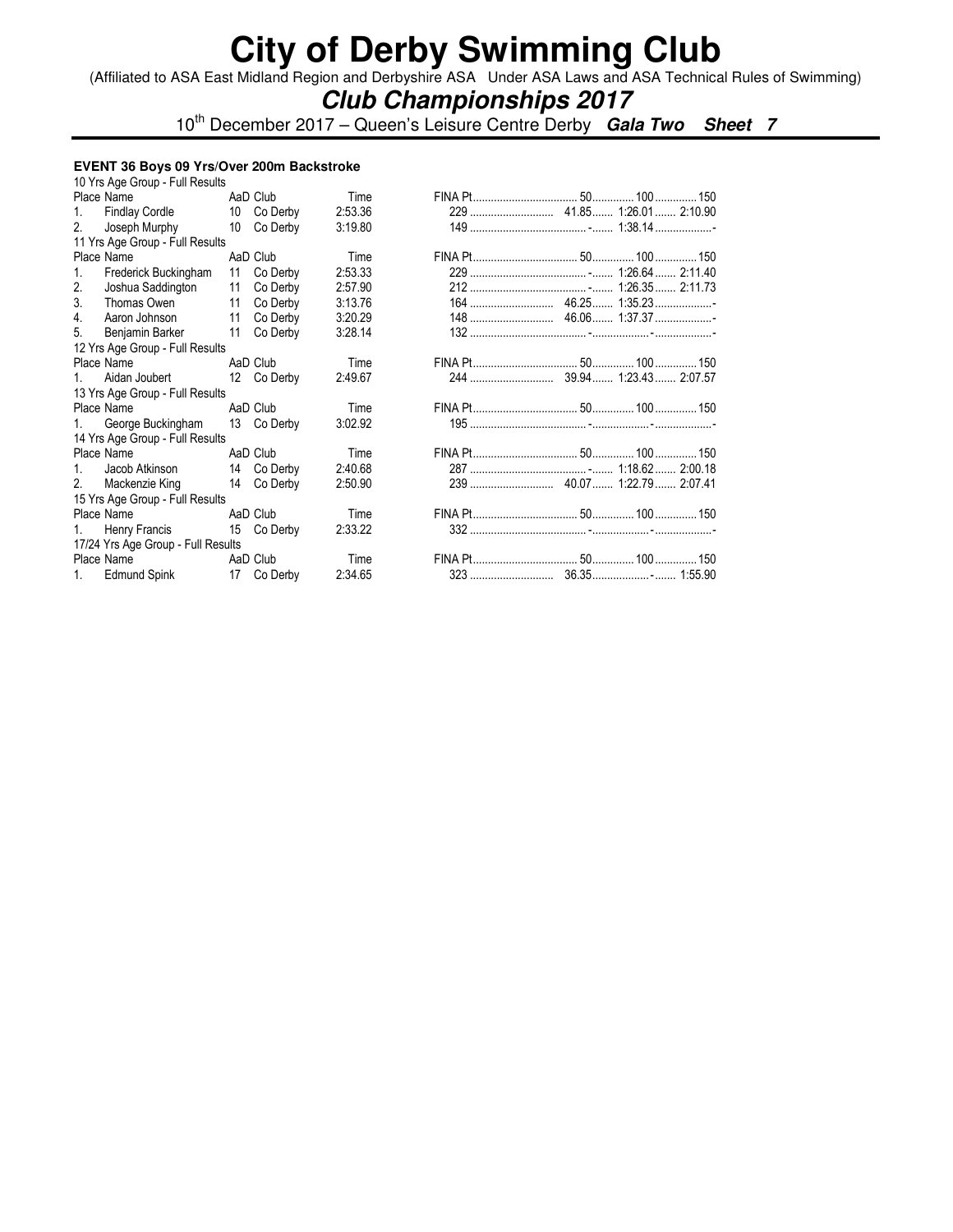# City of Derby Swimming Club

(Affiliated to ASA East Midland Region and Derbyshire ASA Under ASA Laws and ASA Technical Rules of Swimming)

## *Club Championships 2017*

10th December 2017 – Queen's Leisure Centre Derby ***Gala Two Sheet 7***

### EVENT 36 Boys 09 Yrs/Over 200m Backstroke

10 Yrs Age Group - Full Results

| Place | Name | AaD | Club | Time | FINA Pt | 50 | 100 | 150 |
|---|---|---|---|---|---|---|---|---|
| 1. | Findlay Cordle | 10 | Co Derby | 2:53.36 | 229 | 41.85 | 1:26.01 | 2:10.90 |
| 2. | Joseph Murphy | 10 | Co Derby | 3:19.80 | 149 | - | 1:38.14 | - |

11 Yrs Age Group - Full Results

| Place | Name | AaD | Club | Time | FINA Pt | 50 | 100 | 150 |
|---|---|---|---|---|---|---|---|---|
| 1. | Frederick Buckingham | 11 | Co Derby | 2:53.33 | 229 | - | 1:26.64 | 2:11.40 |
| 2. | Joshua Saddington | 11 | Co Derby | 2:57.90 | 212 | - | 1:26.35 | 2:11.73 |
| 3. | Thomas Owen | 11 | Co Derby | 3:13.76 | 164 | 46.25 | 1:35.23 | - |
| 4. | Aaron Johnson | 11 | Co Derby | 3:20.29 | 148 | 46.06 | 1:37.37 | - |
| 5. | Benjamin Barker | 11 | Co Derby | 3:28.14 | 132 | - | - | - |

12 Yrs Age Group - Full Results

| Place | Name | AaD | Club | Time | FINA Pt | 50 | 100 | 150 |
|---|---|---|---|---|---|---|---|---|
| 1. | Aidan Joubert | 12 | Co Derby | 2:49.67 | 244 | 39.94 | 1:23.43 | 2:07.57 |

13 Yrs Age Group - Full Results

| Place | Name | AaD | Club | Time | FINA Pt | 50 | 100 | 150 |
|---|---|---|---|---|---|---|---|---|
| 1. | George Buckingham | 13 | Co Derby | 3:02.92 | 195 | - | - | - |

14 Yrs Age Group - Full Results

| Place | Name | AaD | Club | Time | FINA Pt | 50 | 100 | 150 |
|---|---|---|---|---|---|---|---|---|
| 1. | Jacob Atkinson | 14 | Co Derby | 2:40.68 | 287 | - | 1:18.62 | 2:00.18 |
| 2. | Mackenzie King | 14 | Co Derby | 2:50.90 | 239 | 40.07 | 1:22.79 | 2:07.41 |

15 Yrs Age Group - Full Results

| Place | Name | AaD | Club | Time | FINA Pt | 50 | 100 | 150 |
|---|---|---|---|---|---|---|---|---|
| 1. | Henry Francis | 15 | Co Derby | 2:33.22 | 332 | - | - | - |

17/24 Yrs Age Group - Full Results

| Place | Name | AaD | Club | Time | FINA Pt | 50 | 100 | 150 |
|---|---|---|---|---|---|---|---|---|
| 1. | Edmund Spink | 17 | Co Derby | 2:34.65 | 323 | 36.35 | - | 1:55.90 |